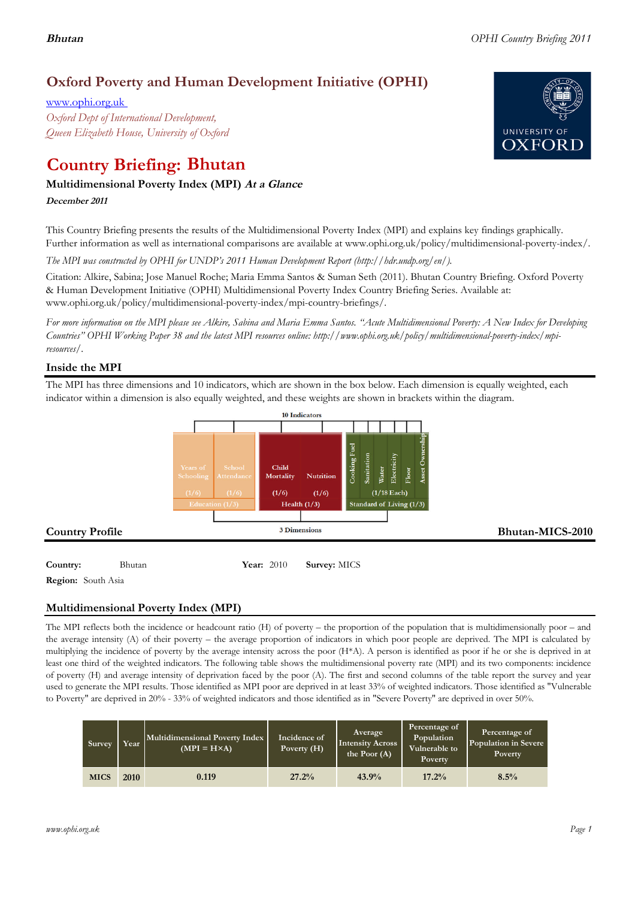# Oxford Poverty and Human Development Initiative (OPHI)

www.ophi.org.uk

*Oxford Dept of International Development,*
*Queen Elizabeth House, University of Oxford*

UNIVERSITY OF OXFORD

# Country Briefing: Bhutan

### Multidimensional Poverty Index (MPI) *At a Glance*

***December 2011***

This Country Briefing presents the results of the Multidimensional Poverty Index (MPI) and explains key findings graphically. Further information as well as international comparisons are available at www.ophi.org.uk/policy/multidimensional-poverty-index/.

*The MPI was constructed by OPHI for UNDP's 2011 Human Development Report (http://hdr.undp.org/en/).*

Citation: Alkire, Sabina; Jose Manuel Roche; Maria Emma Santos & Suman Seth (2011). Bhutan Country Briefing. Oxford Poverty & Human Development Initiative (OPHI) Multidimensional Poverty Index Country Briefing Series. Available at: www.ophi.org.uk/policy/multidimensional-poverty-index/mpi-country-briefings/.

*For more information on the MPI please see Alkire, Sabina and Maria Emma Santos. "Acute Multidimensional Poverty: A New Index for Developing Countries" OPHI Working Paper 38 and the latest MPI resources online: http://www.ophi.org.uk/policy/multidimensional-poverty-index/mpi-resources/.*

## Inside the MPI

The MPI has three dimensions and 10 indicators, which are shown in the box below. Each dimension is equally weighted, each indicator within a dimension is also equally weighted, and these weights are shown in brackets within the diagram.

10 Indicators

| Education (1/3) | | Health (1/3) | | Standard of Living (1/3) | | | | | |
|---|---|---|---|---|---|---|---|---|---|
| Years of Schooling (1/6) | School Attendance (1/6) | Child Mortality (1/6) | Nutrition (1/6) | Cooking Fuel | Sanitation | Water | Electricity | Floor | Asset Ownership |
| | | | | (1/18 Each) | | | | | |

3 Dimensions

## Country Profile

**Bhutan-MICS-2010**

**Country:** Bhutan **Year:** 2010 **Survey:** MICS

**Region:** South Asia

## Multidimensional Poverty Index (MPI)

The MPI reflects both the incidence or headcount ratio (H) of poverty – the proportion of the population that is multidimensionally poor – and the average intensity (A) of their poverty – the average proportion of indicators in which poor people are deprived. The MPI is calculated by multiplying the incidence of poverty by the average intensity across the poor (H*A). A person is identified as poor if he or she is deprived in at least one third of the weighted indicators. The following table shows the multidimensional poverty rate (MPI) and its two components: incidence of poverty (H) and average intensity of deprivation faced by the poor (A). The first and second columns of the table report the survey and year used to generate the MPI results. Those identified as MPI poor are deprived in at least 33% of weighted indicators. Those identified as "Vulnerable to Poverty" are deprived in 20% - 33% of weighted indicators and those identified as in "Severe Poverty" are deprived in over 50%.

| Survey | Year | Multidimensional Poverty Index (MPI = H×A) | Incidence of Poverty (H) | Average Intensity Across the Poor (A) | Percentage of Population Vulnerable to Poverty | Percentage of Population in Severe Poverty |
|---|---|---|---|---|---|---|
| MICS | 2010 | 0.119 | 27.2% | 43.9% | 17.2% | 8.5% |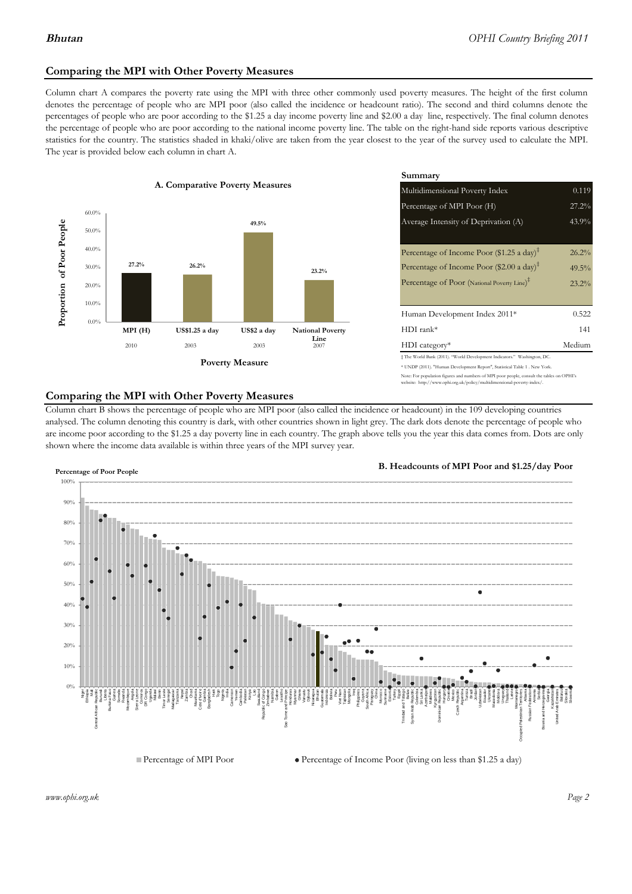## Comparing the MPI with Other Poverty Measures

Column chart A compares the poverty rate using the MPI with three other commonly used poverty measures. The height of the first column denotes the percentage of people who are MPI poor (also called the incidence or headcount ratio). The second and third columns denote the percentages of people who are poor according to the $1.25 a day income poverty line and $2.00 a day line, respectively. The final column denotes the percentage of people who are poor according to the national income poverty line. The table on the right-hand side reports various descriptive statistics for the country. The statistics shaded in khaki/olive are taken from the year closest to the year of the survey used to calculate the MPI. The year is provided below each column in chart A.

**A. Comparative Poverty Measures**

| Poverty Measure | Proportion of Poor People | Year |
|---|---|---|
| MPI (H) | 27.2% | 2010 |
| US$1.25 a day | 26.2% | 2003 |
| US$2 a day | 49.5% | 2003 |
| National Poverty Line | 23.2% | 2007 |

**Summary**

| | |
|---|---|
| Multidimensional Poverty Index | 0.119 |
| Percentage of MPI Poor (H) | 27.2% |
| Average Intensity of Deprivation (A) | 43.9% |
| Percentage of Income Poor ($1.25 a day)‡ | 26.2% |
| Percentage of Income Poor ($2.00 a day)‡ | 49.5% |
| Percentage of Poor (National Poverty Line)‡ | 23.2% |
| Human Development Index 2011* | 0.522 |
| HDI rank* | 141 |
| HDI category* | Medium |

‡ The World Bank (2011). "World Development Indicators." Washington, DC.

* UNDP (2011). "Human Development Report", Statistical Table 1 . New York.

Note: For population figures and numbers of MPI poor people, consult the tables on OPHI's website: http://www.ophi.org.uk/policy/multidimensional-poverty-index/.

## Comparing the MPI with Other Poverty Measures

Column chart B shows the percentage of people who are MPI poor (also called the incidence or headcount) in the 109 developing countries analysed. The column denoting this country is dark, with other countries shown in light grey. The dark dots denote the percentage of people who are income poor according to the $1.25 a day poverty line in each country. The graph above tells you the year this data comes from. Dots are only shown where the income data available is within three years of the MPI survey year.

**B. Headcounts of MPI Poor and $1.25/day Poor**

Percentage of Poor People

■ Percentage of MPI Poor ● Percentage of Income Poor (living on less than $1.25 a day)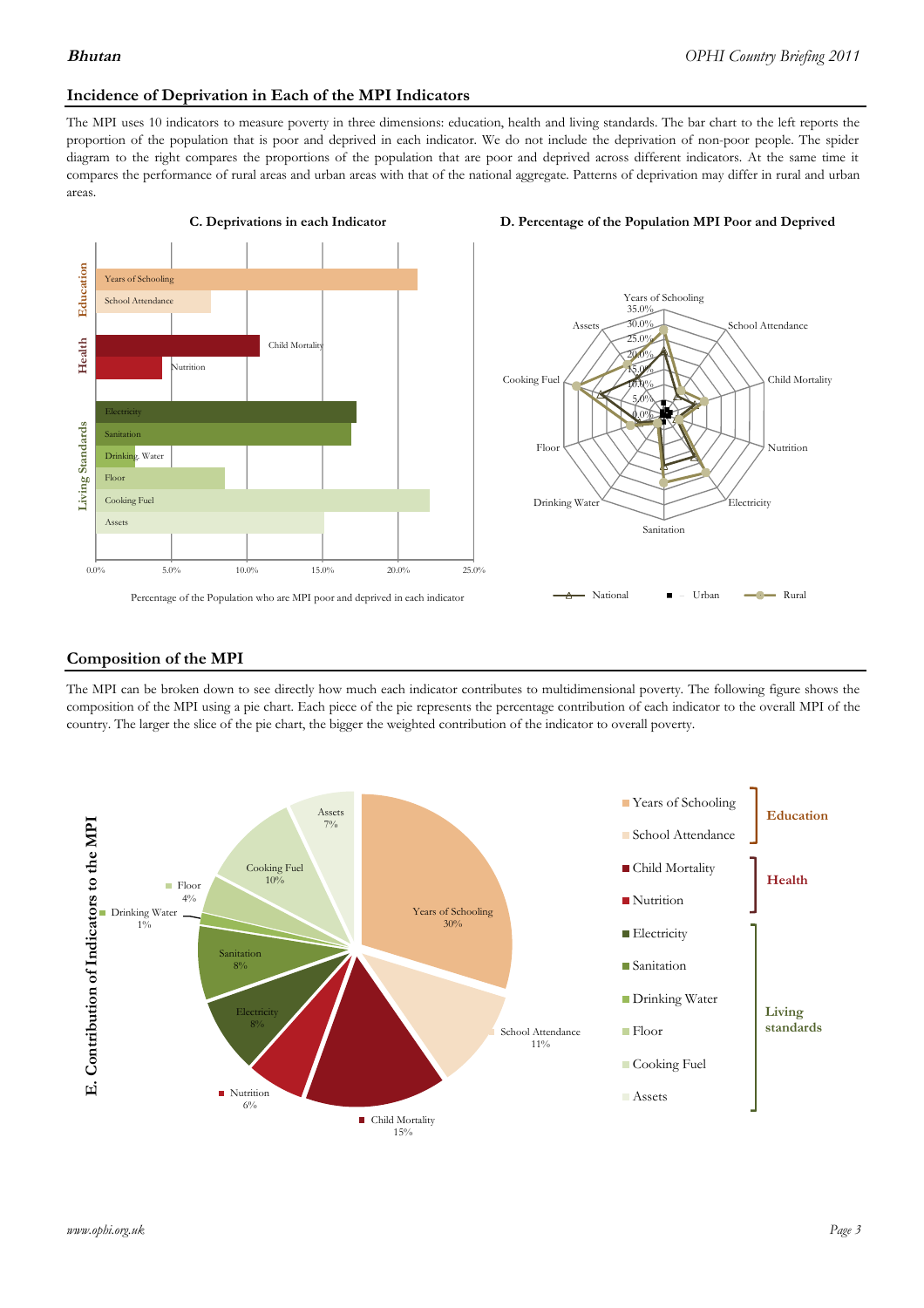## Incidence of Deprivation in Each of the MPI Indicators

The MPI uses 10 indicators to measure poverty in three dimensions: education, health and living standards. The bar chart to the left reports the proportion of the population that is poor and deprived in each indicator. We do not include the deprivation of non-poor people. The spider diagram to the right compares the proportions of the population that are poor and deprived across different indicators. At the same time it compares the performance of rural areas and urban areas with that of the national aggregate. Patterns of deprivation may differ in rural and urban areas.

**C. Deprivations in each Indicator**

Percentage of the Population who are MPI poor and deprived in each indicator

**D. Percentage of the Population MPI Poor and Deprived**

## Composition of the MPI

The MPI can be broken down to see directly how much each indicator contributes to multidimensional poverty. The following figure shows the composition of the MPI using a pie chart. Each piece of the pie represents the percentage contribution of each indicator to the overall MPI of the country. The larger the slice of the pie chart, the bigger the weighted contribution of the indicator to overall poverty.

**E. Contribution of Indicators to the MPI**

| Dimension | Indicator | Contribution |
|---|---|---|
| Education | Years of Schooling | 30% |
| Education | School Attendance | 11% |
| Health | Child Mortality | 15% |
| Health | Nutrition | 6% |
| Living standards | Electricity | 8% |
| Living standards | Sanitation | 8% |
| Living standards | Drinking Water | 1% |
| Living standards | Floor | 4% |
| Living standards | Cooking Fuel | 10% |
| Living standards | Assets | 7% |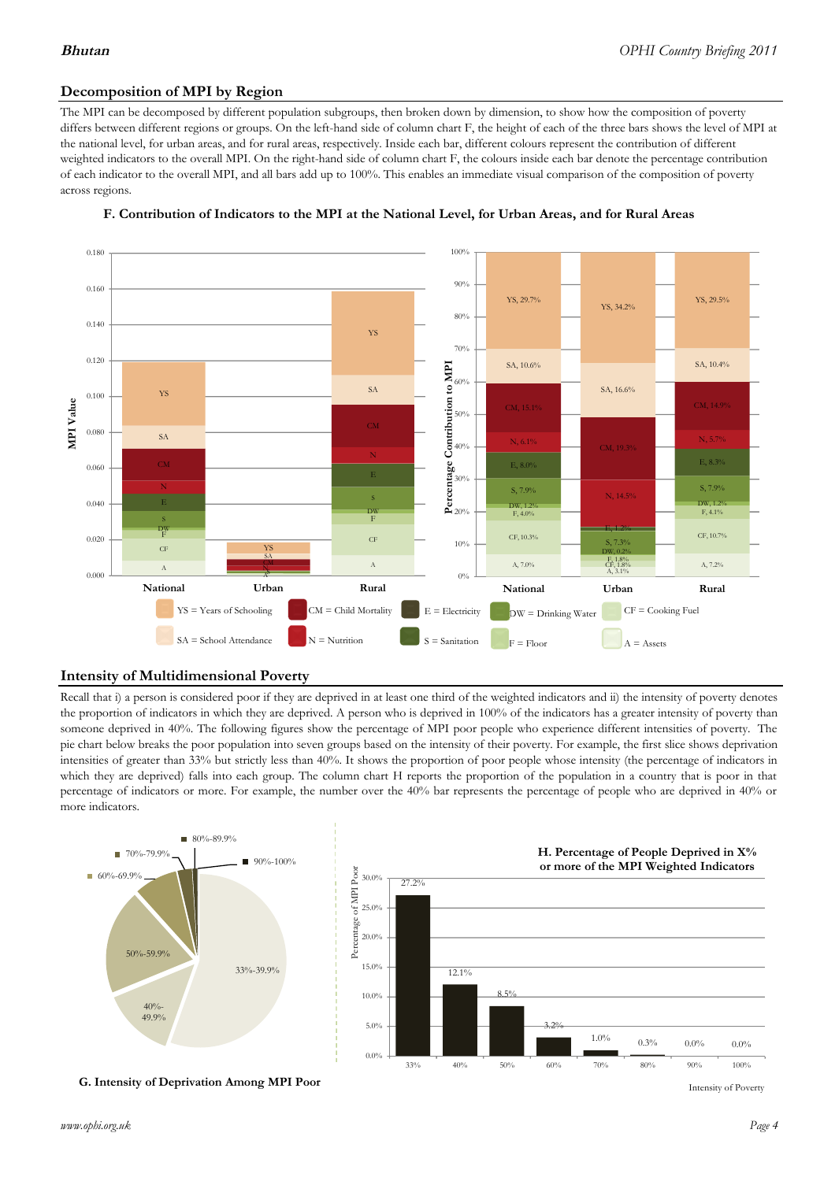## Decomposition of MPI by Region

The MPI can be decomposed by different population subgroups, then broken down by dimension, to show how the composition of poverty differs between different regions or groups. On the left-hand side of column chart F, the height of each of the three bars shows the level of MPI at the national level, for urban areas, and for rural areas, respectively. Inside each bar, different colours represent the contribution of different weighted indicators to the overall MPI. On the right-hand side of column chart F, the colours inside each bar denote the percentage contribution of each indicator to the overall MPI, and all bars add up to 100%. This enables an immediate visual comparison of the composition of poverty across regions.

**F. Contribution of Indicators to the MPI at the National Level, for Urban Areas, and for Rural Areas**

MPI Value
0.180
0.160
0.140
0.120
0.100
0.080
0.060
0.040
0.020
0.000
National
Urban
Rural
YS
SA
CM
N
E
S
DW
F
CF
A

Percentage Contribution to MPI
100%
90%
80%
70%
60%
50%
40%
30%
20%
10%
0%

National: YS, 29.7%; SA, 10.6%; CM, 15.1%; N, 6.1%; E, 8.0%; S, 7.9%; DW, 1.2%; F, 4.0%; CF, 10.3%; A, 7.0%
Urban: YS, 34.2%; SA, 16.6%; CM, 19.3%; N, 14.5%; E, 1.2%; S, 7.3%; DW, 0.2%; F, 1.8%; CF, 1.8%; A, 3.1%
Rural: YS, 29.5%; SA, 10.4%; CM, 14.9%; N, 5.7%; E, 8.3%; S, 7.9%; DW, 1.2%; F, 4.1%; CF, 10.7%; A, 7.2%

YS = Years of Schooling
CM = Child Mortality
E = Electricity
DW = Drinking Water
CF = Cooking Fuel
SA = School Attendance
N = Nutrition
S = Sanitation
F = Floor
A = Assets

## Intensity of Multidimensional Poverty

Recall that i) a person is considered poor if they are deprived in at least one third of the weighted indicators and ii) the intensity of poverty denotes the proportion of indicators in which they are deprived. A person who is deprived in 100% of the indicators has a greater intensity of poverty than someone deprived in 40%. The following figures show the percentage of MPI poor people who experience different intensities of poverty. The pie chart below breaks the poor population into seven groups based on the intensity of their poverty. For example, the first slice shows deprivation intensities of greater than 33% but strictly less than 40%. It shows the proportion of poor people whose intensity (the percentage of indicators in which they are deprived) falls into each group. The column chart H reports the proportion of the population in a country that is poor in that percentage of indicators or more. For example, the number over the 40% bar represents the percentage of people who are deprived in 40% or more indicators.

80%-89.9%
70%-79.9%
90%-100%
60%-69.9%
50%-59.9%
33%-39.9%
40%-49.9%

**G. Intensity of Deprivation Among MPI Poor**

**H. Percentage of People Deprived in X% or more of the MPI Weighted Indicators**

Percentage of MPI Poor
30.0%
25.0%
20.0%
15.0%
10.0%
5.0%
0.0%
27.2%
12.1%
8.5%
3.2%
1.0%
0.3%
0.0%
0.0%
33%
40%
50%
60%
70%
80%
90%
100%
Intensity of Poverty